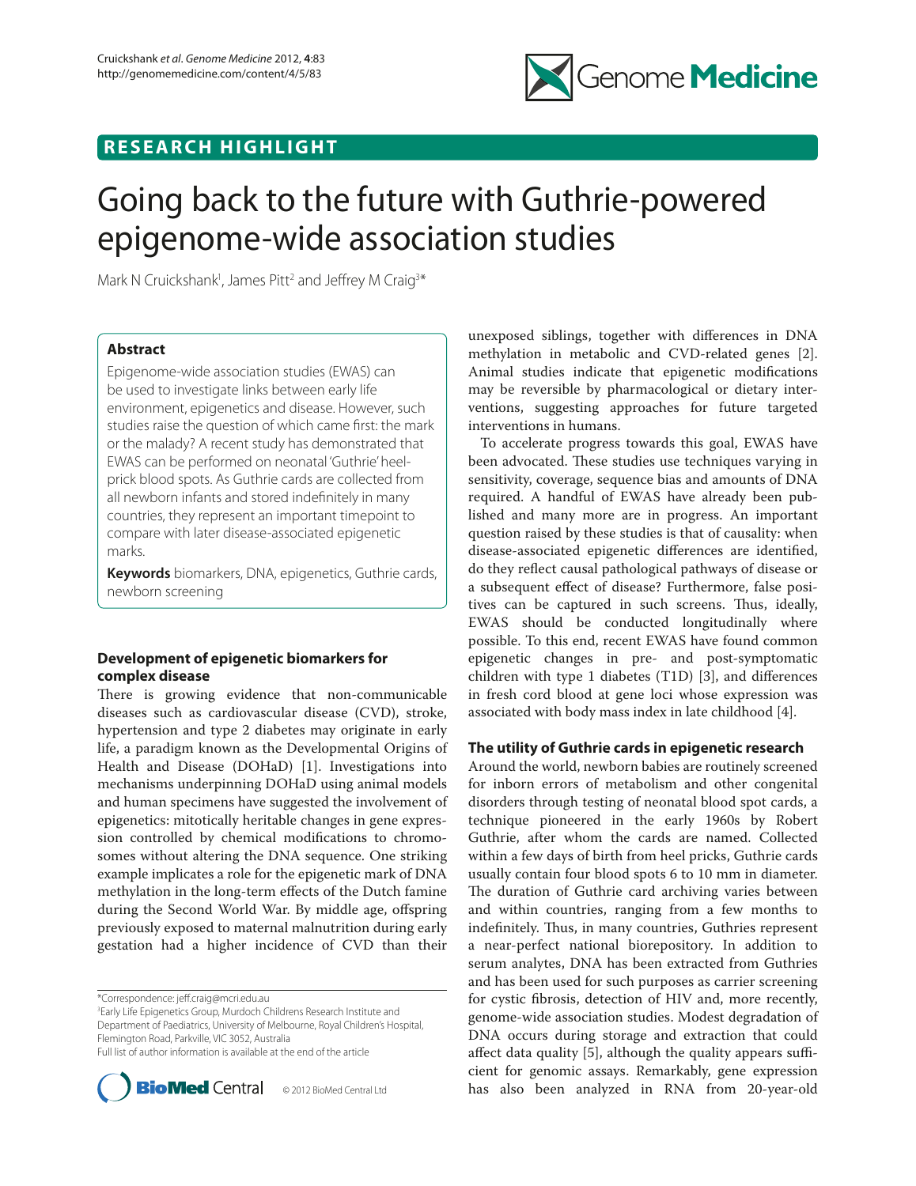RESEARCH HIGHLIGHT

# Going back to the future with Guthrie-powered epigenome-wide association studies

Mark N Cruickshank[1], James Pitt[2] and Jeffrey M Craig[3]*

## Abstract

Epigenome-wide association studies (EWAS) can be used to investigate links between early life environment, epigenetics and disease. However, such studies raise the question of which came first: the mark or the malady? A recent study has demonstrated that EWAS can be performed on neonatal 'Guthrie' heel-prick blood spots. As Guthrie cards are collected from all newborn infants and stored indefinitely in many countries, they represent an important timepoint to compare with later disease-associated epigenetic marks.

**Keywords** biomarkers, DNA, epigenetics, Guthrie cards, newborn screening

## Development of epigenetic biomarkers for complex disease

There is growing evidence that non-communicable diseases such as cardiovascular disease (CVD), stroke, hypertension and type 2 diabetes may originate in early life, a paradigm known as the Developmental Origins of Health and Disease (DOHaD) [1]. Investigations into mechanisms underpinning DOHaD using animal models and human specimens have suggested the involvement of epigenetics: mitotically heritable changes in gene expression controlled by chemical modifications to chromosomes without altering the DNA sequence. One striking example implicates a role for the epigenetic mark of DNA methylation in the long-term effects of the Dutch famine during the Second World War. By middle age, offspring previously exposed to maternal malnutrition during early gestation had a higher incidence of CVD than their unexposed siblings, together with differences in DNA methylation in metabolic and CVD-related genes [2]. Animal studies indicate that epigenetic modifications may be reversible by pharmacological or dietary interventions, suggesting approaches for future targeted interventions in humans.

To accelerate progress towards this goal, EWAS have been advocated. These studies use techniques varying in sensitivity, coverage, sequence bias and amounts of DNA required. A handful of EWAS have already been published and many more are in progress. An important question raised by these studies is that of causality: when disease-associated epigenetic differences are identified, do they reflect causal pathological pathways of disease or a subsequent effect of disease? Furthermore, false positives can be captured in such screens. Thus, ideally, EWAS should be conducted longitudinally where possible. To this end, recent EWAS have found common epigenetic changes in pre- and post-symptomatic children with type 1 diabetes (T1D) [3], and differences in fresh cord blood at gene loci whose expression was associated with body mass index in late childhood [4].

## The utility of Guthrie cards in epigenetic research

Around the world, newborn babies are routinely screened for inborn errors of metabolism and other congenital disorders through testing of neonatal blood spot cards, a technique pioneered in the early 1960s by Robert Guthrie, after whom the cards are named. Collected within a few days of birth from heel pricks, Guthrie cards usually contain four blood spots 6 to 10 mm in diameter. The duration of Guthrie card archiving varies between and within countries, ranging from a few months to indefinitely. Thus, in many countries, Guthries represent a near-perfect national biorepository. In addition to serum analytes, DNA has been extracted from Guthries and has been used for such purposes as carrier screening for cystic fibrosis, detection of HIV and, more recently, genome-wide association studies. Modest degradation of DNA occurs during storage and extraction that could affect data quality [5], although the quality appears sufficient for genomic assays. Remarkably, gene expression has also been analyzed in RNA from 20-year-old

*Correspondence: jeff.craig@mcri.edu.au
[3]Early Life Epigenetics Group, Murdoch Childrens Research Institute and Department of Paediatrics, University of Melbourne, Royal Children's Hospital, Flemington Road, Parkville, VIC 3052, Australia
Full list of author information is available at the end of the article

© 2012 BioMed Central Ltd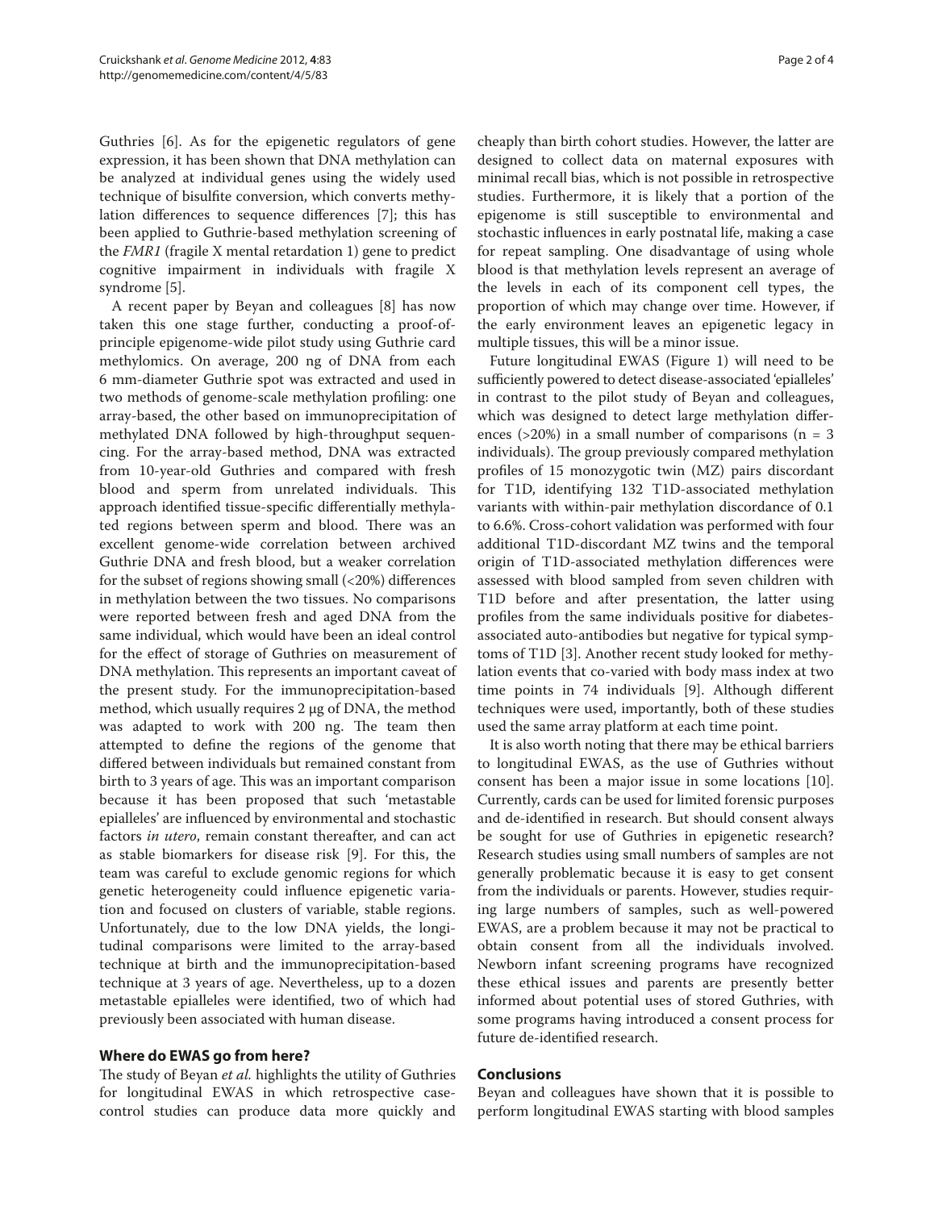Guthries [6]. As for the epigenetic regulators of gene expression, it has been shown that DNA methylation can be analyzed at individual genes using the widely used technique of bisulfite conversion, which converts methylation differences to sequence differences [7]; this has been applied to Guthrie-based methylation screening of the *FMR1* (fragile X mental retardation 1) gene to predict cognitive impairment in individuals with fragile X syndrome [5].

A recent paper by Beyan and colleagues [8] has now taken this one stage further, conducting a proof-of-principle epigenome-wide pilot study using Guthrie card methylomics. On average, 200 ng of DNA from each 6 mm-diameter Guthrie spot was extracted and used in two methods of genome-scale methylation profiling: one array-based, the other based on immunoprecipitation of methylated DNA followed by high-throughput sequencing. For the array-based method, DNA was extracted from 10-year-old Guthries and compared with fresh blood and sperm from unrelated individuals. This approach identified tissue-specific differentially methylated regions between sperm and blood. There was an excellent genome-wide correlation between archived Guthrie DNA and fresh blood, but a weaker correlation for the subset of regions showing small (<20%) differences in methylation between the two tissues. No comparisons were reported between fresh and aged DNA from the same individual, which would have been an ideal control for the effect of storage of Guthries on measurement of DNA methylation. This represents an important caveat of the present study. For the immunoprecipitation-based method, which usually requires 2 μg of DNA, the method was adapted to work with 200 ng. The team then attempted to define the regions of the genome that differed between individuals but remained constant from birth to 3 years of age. This was an important comparison because it has been proposed that such 'metastable epialleles' are influenced by environmental and stochastic factors *in utero*, remain constant thereafter, and can act as stable biomarkers for disease risk [9]. For this, the team was careful to exclude genomic regions for which genetic heterogeneity could influence epigenetic variation and focused on clusters of variable, stable regions. Unfortunately, due to the low DNA yields, the longitudinal comparisons were limited to the array-based technique at birth and the immunoprecipitation-based technique at 3 years of age. Nevertheless, up to a dozen metastable epialleles were identified, two of which had previously been associated with human disease.

## Where do EWAS go from here?

The study of Beyan *et al.* highlights the utility of Guthries for longitudinal EWAS in which retrospective case-control studies can produce data more quickly and cheaply than birth cohort studies. However, the latter are designed to collect data on maternal exposures with minimal recall bias, which is not possible in retrospective studies. Furthermore, it is likely that a portion of the epigenome is still susceptible to environmental and stochastic influences in early postnatal life, making a case for repeat sampling. One disadvantage of using whole blood is that methylation levels represent an average of the levels in each of its component cell types, the proportion of which may change over time. However, if the early environment leaves an epigenetic legacy in multiple tissues, this will be a minor issue.

Future longitudinal EWAS (Figure 1) will need to be sufficiently powered to detect disease-associated 'epialleles' in contrast to the pilot study of Beyan and colleagues, which was designed to detect large methylation differences (>20%) in a small number of comparisons (n = 3 individuals). The group previously compared methylation profiles of 15 monozygotic twin (MZ) pairs discordant for T1D, identifying 132 T1D-associated methylation variants with within-pair methylation discordance of 0.1 to 6.6%. Cross-cohort validation was performed with four additional T1D-discordant MZ twins and the temporal origin of T1D-associated methylation differences were assessed with blood sampled from seven children with T1D before and after presentation, the latter using profiles from the same individuals positive for diabetes-associated auto-antibodies but negative for typical symptoms of T1D [3]. Another recent study looked for methylation events that co-varied with body mass index at two time points in 74 individuals [9]. Although different techniques were used, importantly, both of these studies used the same array platform at each time point.

It is also worth noting that there may be ethical barriers to longitudinal EWAS, as the use of Guthries without consent has been a major issue in some locations [10]. Currently, cards can be used for limited forensic purposes and de-identified in research. But should consent always be sought for use of Guthries in epigenetic research? Research studies using small numbers of samples are not generally problematic because it is easy to get consent from the individuals or parents. However, studies requiring large numbers of samples, such as well-powered EWAS, are a problem because it may not be practical to obtain consent from all the individuals involved. Newborn infant screening programs have recognized these ethical issues and parents are presently better informed about potential uses of stored Guthries, with some programs having introduced a consent process for future de-identified research.

## Conclusions

Beyan and colleagues have shown that it is possible to perform longitudinal EWAS starting with blood samples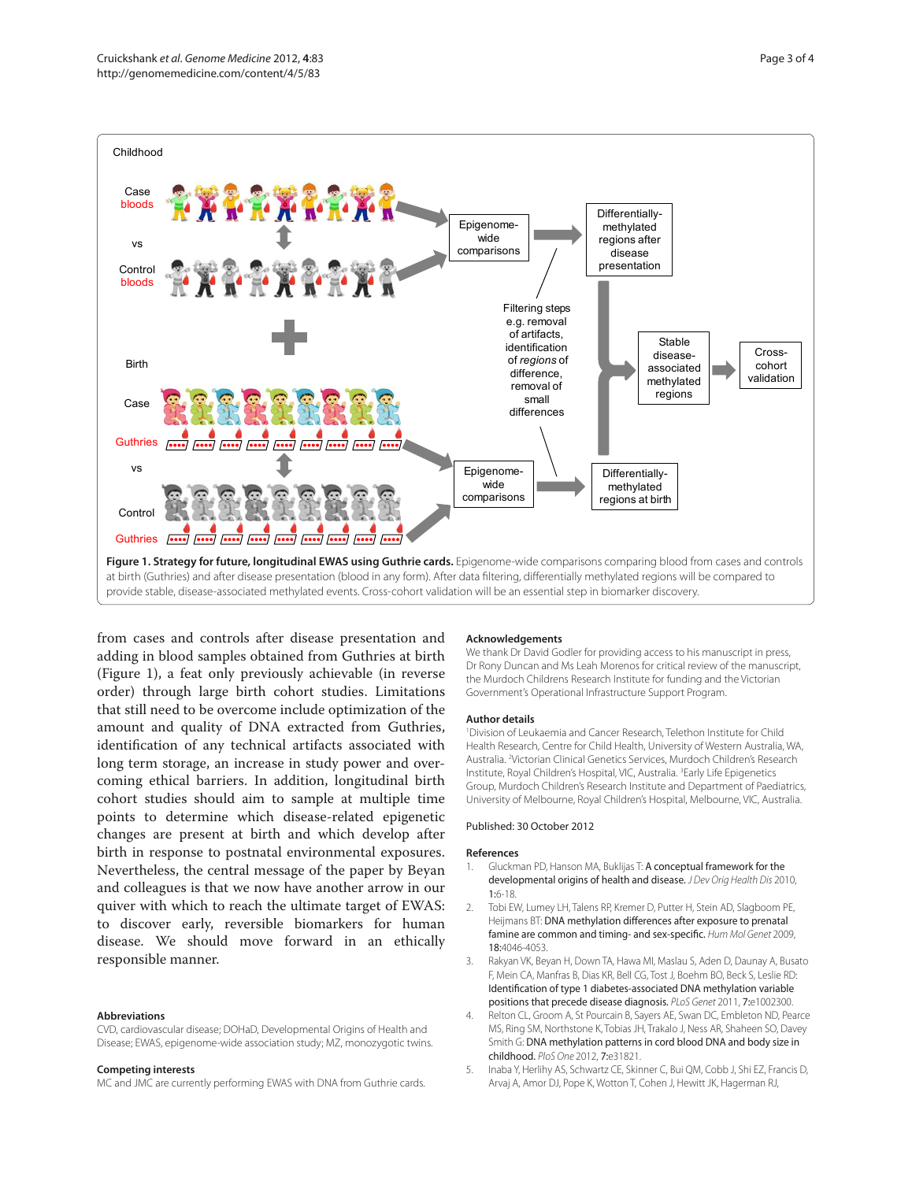**Figure 1. Strategy for future, longitudinal EWAS using Guthrie cards.** Epigenome-wide comparisons comparing blood from cases and controls at birth (Guthries) and after disease presentation (blood in any form). After data filtering, differentially methylated regions will be compared to provide stable, disease-associated methylated events. Cross-cohort validation will be an essential step in biomarker discovery.

from cases and controls after disease presentation and adding in blood samples obtained from Guthries at birth (Figure 1), a feat only previously achievable (in reverse order) through large birth cohort studies. Limitations that still need to be overcome include optimization of the amount and quality of DNA extracted from Guthries, identification of any technical artifacts associated with long term storage, an increase in study power and overcoming ethical barriers. In addition, longitudinal birth cohort studies should aim to sample at multiple time points to determine which disease-related epigenetic changes are present at birth and which develop after birth in response to postnatal environmental exposures. Nevertheless, the central message of the paper by Beyan and colleagues is that we now have another arrow in our quiver with which to reach the ultimate target of EWAS: to discover early, reversible biomarkers for human disease. We should move forward in an ethically responsible manner.

### Abbreviations

CVD, cardiovascular disease; DOHaD, Developmental Origins of Health and Disease; EWAS, epigenome-wide association study; MZ, monozygotic twins.

### Competing interests

MC and JMC are currently performing EWAS with DNA from Guthrie cards.

### Acknowledgements

We thank Dr David Godler for providing access to his manuscript in press, Dr Rony Duncan and Ms Leah Moreno for critical review of the manuscript, the Murdoch Childrens Research Institute for funding and the Victorian Government's Operational Infrastructure Support Program.

### Author details

[1]Division of Leukaemia and Cancer Research, Telethon Institute for Child Health Research, Centre for Child Health, University of Western Australia, WA, Australia. [2]Victorian Clinical Genetics Services, Murdoch Children's Research Institute, Royal Children's Hospital, VIC, Australia. [3]Early Life Epigenetics Group, Murdoch Children's Research Institute and Department of Paediatrics, University of Melbourne, Royal Children's Hospital, Melbourne, VIC, Australia.

Published: 30 October 2012

### References

1. Gluckman PD, Hanson MA, Buklijas T: **A conceptual framework for the developmental origins of health and disease.** *J Dev Orig Health Dis* 2010, **1**:6-18.
2. Tobi EW, Lumey LH, Talens RP, Kremer D, Putter H, Stein AD, Slagboom PE, Heijmans BT: **DNA methylation differences after exposure to prenatal famine are common and timing- and sex-specific.** *Hum Mol Genet* 2009, **18**:4046-4053.
3. Rakyan VK, Beyan H, Down TA, Hawa MI, Maslau S, Aden D, Daunay A, Busato F, Mein CA, Manfras B, Dias KR, Bell CG, Tost J, Boehm BO, Beck S, Leslie RD: **Identification of type 1 diabetes-associated DNA methylation variable positions that precede disease diagnosis.** *PLoS Genet* 2011, **7**:e1002300.
4. Relton CL, Groom A, St Pourcain B, Sayers AE, Swan DC, Embleton ND, Pearce MS, Ring SM, Northstone K, Tobias JH, Trakalo J, Ness AR, Shaheen SO, Davey Smith G: **DNA methylation patterns in cord blood DNA and body size in childhood.** *PloS One* 2012, **7**:e31821.
5. Inaba Y, Herlihy AS, Schwartz CE, Skinner C, Bui QM, Cobb J, Shi EZ, Francis D, Arvaj A, Amor DJ, Pope K, Wotton T, Cohen J, Hewitt JK, Hagerman RJ,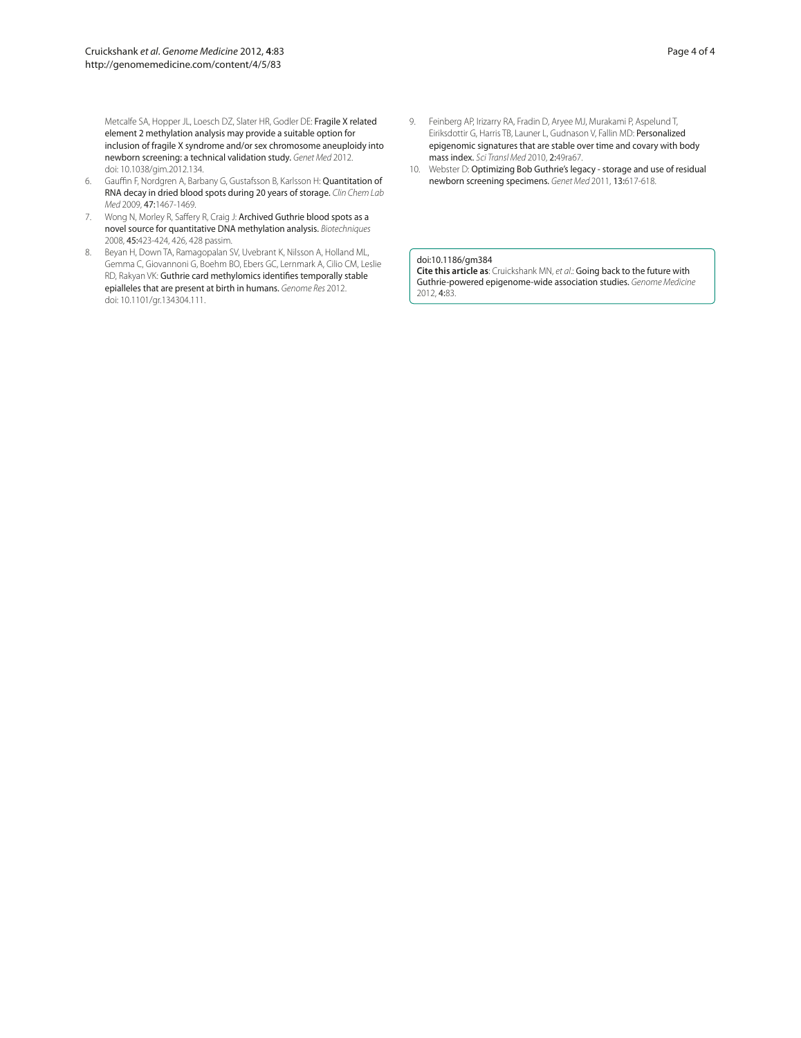Metcalfe SA, Hopper JL, Loesch DZ, Slater HR, Godler DE: **Fragile X related element 2 methylation analysis may provide a suitable option for inclusion of fragile X syndrome and/or sex chromosome aneuploidy into newborn screening: a technical validation study.** *Genet Med* 2012. doi: 10.1038/gim.2012.134.

6. Gauffin F, Nordgren A, Barbany G, Gustafsson B, Karlsson H: **Quantitation of RNA decay in dried blood spots during 20 years of storage.** *Clin Chem Lab Med* 2009, **47:**1467-1469.
7. Wong N, Morley R, Saffery R, Craig J: **Archived Guthrie blood spots as a novel source for quantitative DNA methylation analysis.** *Biotechniques* 2008, **45:**423-424, 426, 428 passim.
8. Beyan H, Down TA, Ramagopalan SV, Uvebrant K, Nilsson A, Holland ML, Gemma C, Giovannoni G, Boehm BO, Ebers GC, Lernmark A, Cilio CM, Leslie RD, Rakyan VK: **Guthrie card methylomics identifies temporally stable epialleles that are present at birth in humans.** *Genome Res* 2012. doi: 10.1101/gr.134304.111.
9. Feinberg AP, Irizarry RA, Fradin D, Aryee MJ, Murakami P, Aspelund T, Eiriksdottir G, Harris TB, Launer L, Gudnason V, Fallin MD: **Personalized epigenomic signatures that are stable over time and covary with body mass index.** *Sci Transl Med* 2010, **2:**49ra67.
10. Webster D: **Optimizing Bob Guthrie's legacy - storage and use of residual newborn screening specimens.** *Genet Med* 2011, **13:**617-618.

doi:10.1186/gm384
**Cite this article as**: Cruickshank MN, *et al.*: Going back to the future with Guthrie-powered epigenome-wide association studies. *Genome Medicine* 2012, **4:**83.